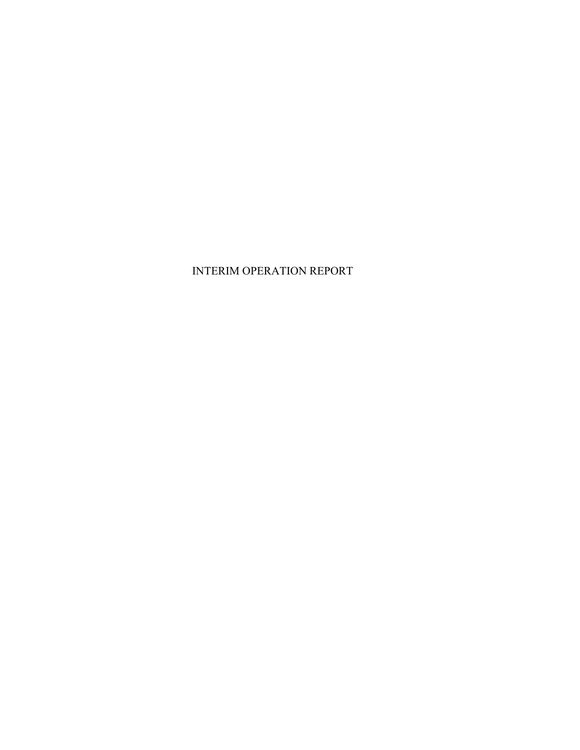# INTERIM OPERATION REPORT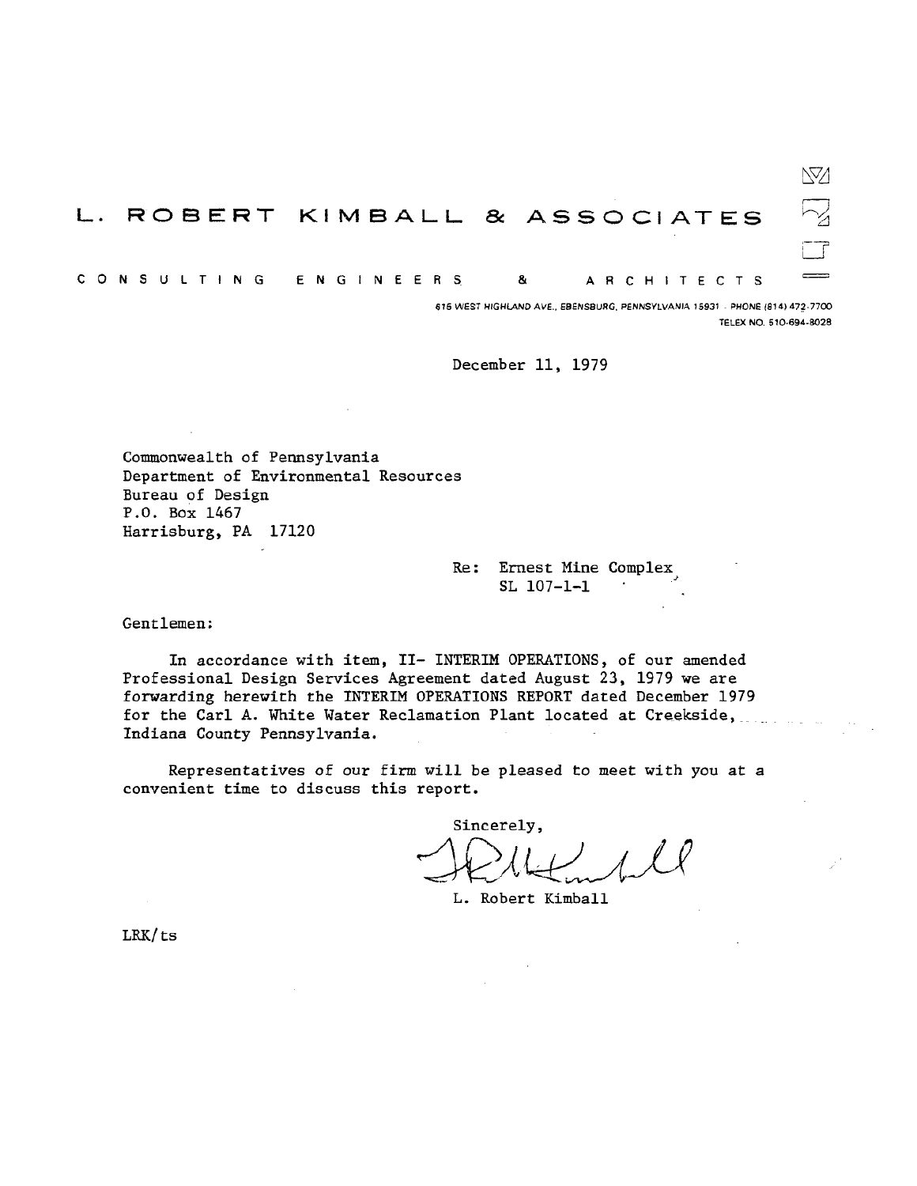# L. ROBERT KIMBALL & ASSOCIATES

CONSULTING ENGINEERS & ARCHITECTS

615 WEST HIGHLAND AVE., EBENSBURG, PENNSYLVANIA 15931 · PHONE (814) 472-7700
TELEX NO. 510-694-8028

December 11, 1979

Commonwealth of Pennsylvania
Department of Environmental Resources
Bureau of Design
P.O. Box 1467
Harrisburg, PA 17120

Re: Ernest Mine Complex
SL 107-1-1

Gentlemen:

In accordance with item, II- INTERIM OPERATIONS, of our amended Professional Design Services Agreement dated August 23, 1979 we are forwarding herewith the INTERIM OPERATIONS REPORT dated December 1979 for the Carl A. White Water Reclamation Plant located at Creekside, Indiana County Pennsylvania.

Representatives of our firm will be pleased to meet with you at a convenient time to discuss this report.

Sincerely,

L. Robert Kimball

LRK/ts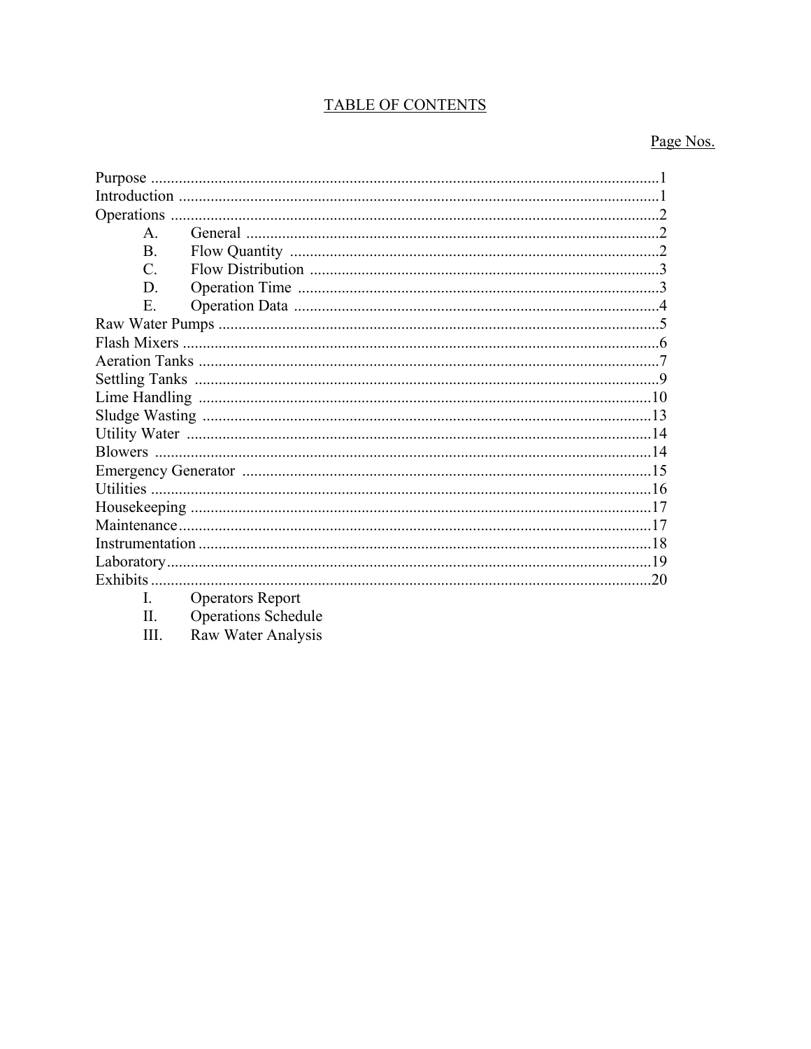## TABLE OF CONTENTS

| | Page Nos. |
|---|---|
| Purpose | 1 |
| Introduction | 1 |
| Operations | 2 |
| A. General | 2 |
| B. Flow Quantity | 2 |
| C. Flow Distribution | 3 |
| D. Operation Time | 3 |
| E. Operation Data | 4 |
| Raw Water Pumps | 5 |
| Flash Mixers | 6 |
| Aeration Tanks | 7 |
| Settling Tanks | 9 |
| Lime Handling | 10 |
| Sludge Wasting | 13 |
| Utility Water | 14 |
| Blowers | 14 |
| Emergency Generator | 15 |
| Utilities | 16 |
| Housekeeping | 17 |
| Maintenance | 17 |
| Instrumentation | 18 |
| Laboratory | 19 |
| Exhibits | 20 |
| I. Operators Report | |
| II. Operations Schedule | |
| III. Raw Water Analysis | |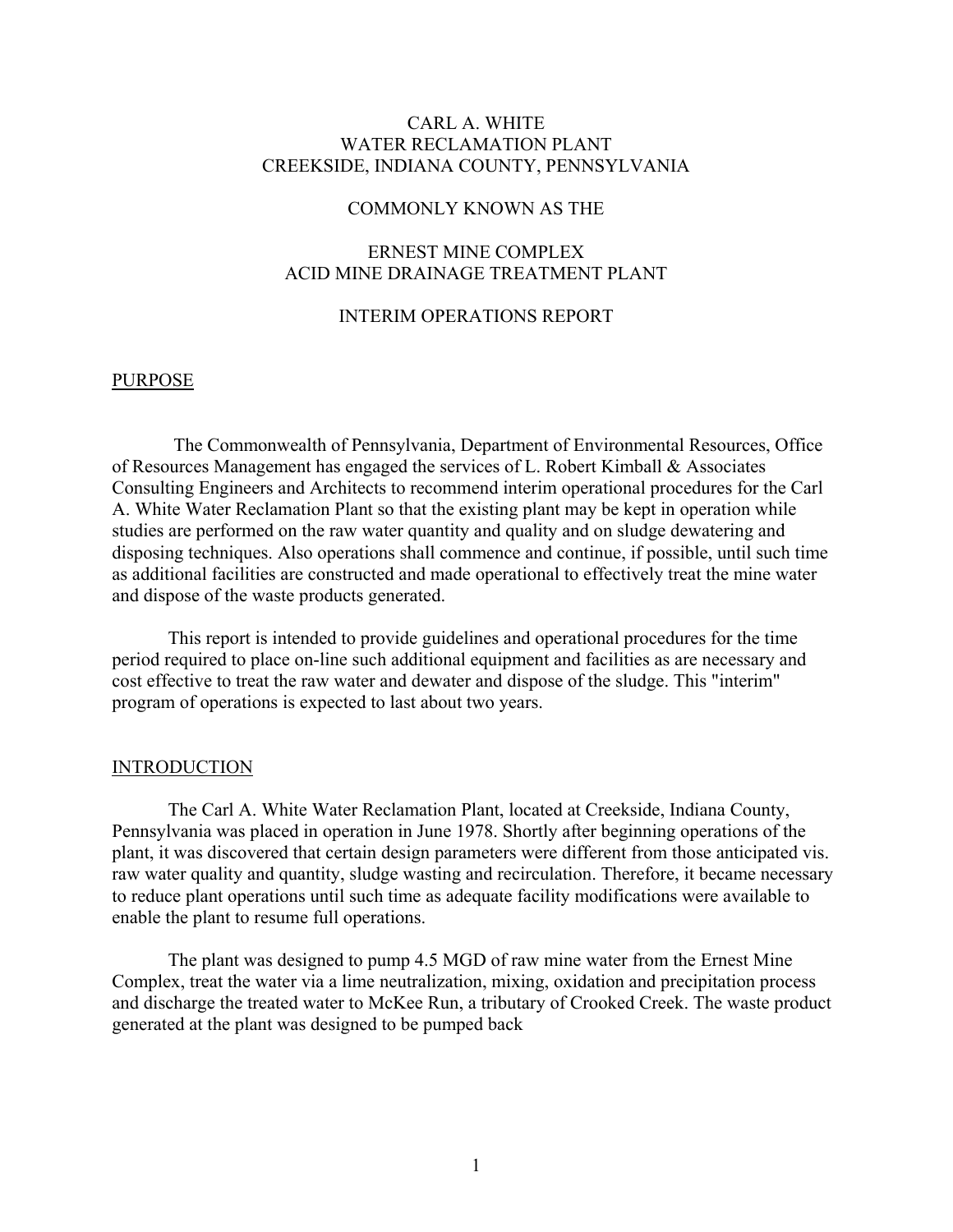# CARL A. WHITE WATER RECLAMATION PLANT CREEKSIDE, INDIANA COUNTY, PENNSYLVANIA

COMMONLY KNOWN AS THE

## ERNEST MINE COMPLEX ACID MINE DRAINAGE TREATMENT PLANT

## INTERIM OPERATIONS REPORT

## PURPOSE

The Commonwealth of Pennsylvania, Department of Environmental Resources, Office of Resources Management has engaged the services of L. Robert Kimball & Associates Consulting Engineers and Architects to recommend interim operational procedures for the Carl A. White Water Reclamation Plant so that the existing plant may be kept in operation while studies are performed on the raw water quantity and quality and on sludge dewatering and disposing techniques. Also operations shall commence and continue, if possible, until such time as additional facilities are constructed and made operational to effectively treat the mine water and dispose of the waste products generated.

This report is intended to provide guidelines and operational procedures for the time period required to place on-line such additional equipment and facilities as are necessary and cost effective to treat the raw water and dewater and dispose of the sludge. This "interim" program of operations is expected to last about two years.

## INTRODUCTION

The Carl A. White Water Reclamation Plant, located at Creekside, Indiana County, Pennsylvania was placed in operation in June 1978. Shortly after beginning operations of the plant, it was discovered that certain design parameters were different from those anticipated vis. raw water quality and quantity, sludge wasting and recirculation. Therefore, it became necessary to reduce plant operations until such time as adequate facility modifications were available to enable the plant to resume full operations.

The plant was designed to pump 4.5 MGD of raw mine water from the Ernest Mine Complex, treat the water via a lime neutralization, mixing, oxidation and precipitation process and discharge the treated water to McKee Run, a tributary of Crooked Creek. The waste product generated at the plant was designed to be pumped back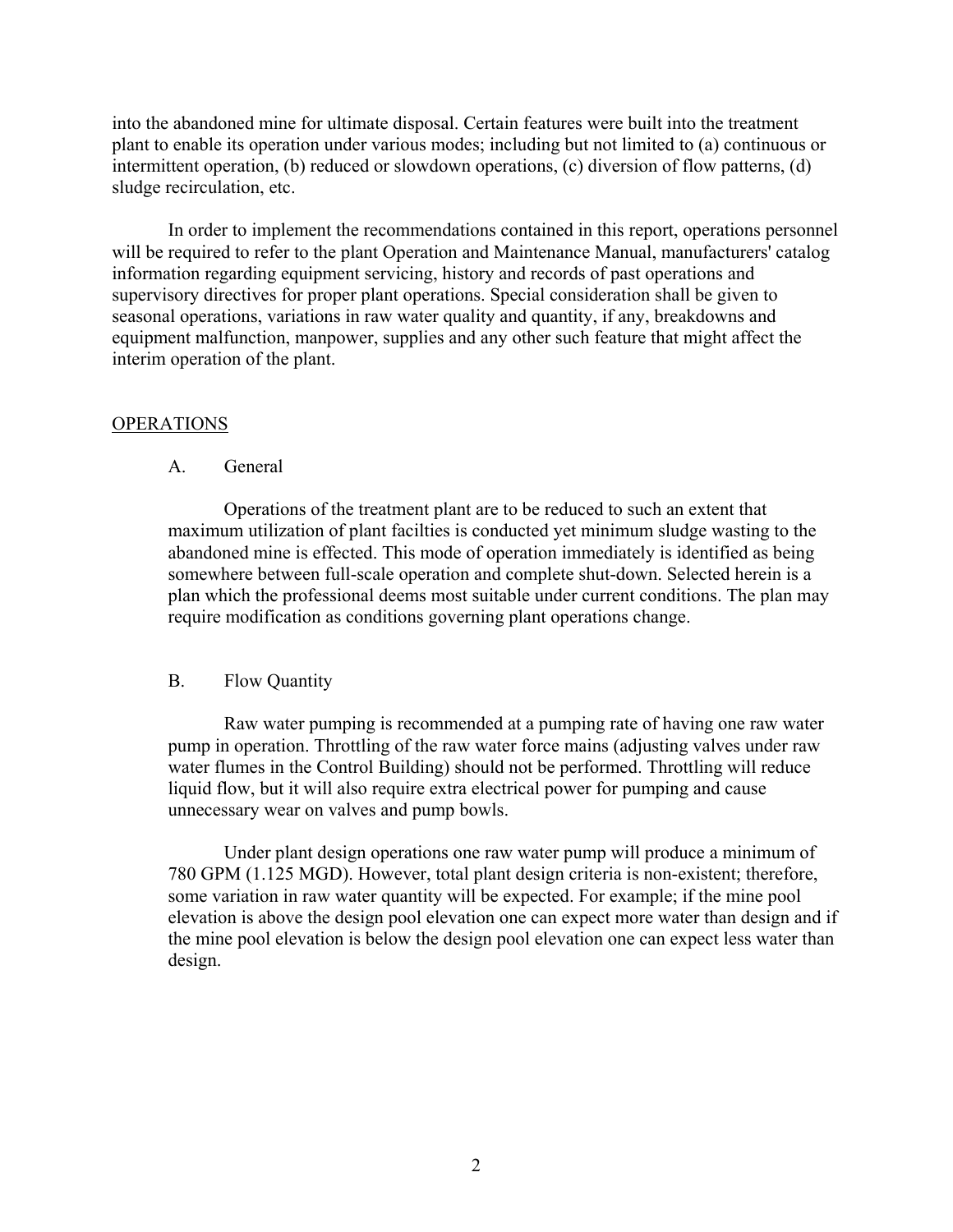into the abandoned mine for ultimate disposal. Certain features were built into the treatment plant to enable its operation under various modes; including but not limited to (a) continuous or intermittent operation, (b) reduced or slowdown operations, (c) diversion of flow patterns, (d) sludge recirculation, etc.

In order to implement the recommendations contained in this report, operations personnel will be required to refer to the plant Operation and Maintenance Manual, manufacturers' catalog information regarding equipment servicing, history and records of past operations and supervisory directives for proper plant operations. Special consideration shall be given to seasonal operations, variations in raw water quality and quantity, if any, breakdowns and equipment malfunction, manpower, supplies and any other such feature that might affect the interim operation of the plant.

## OPERATIONS

### A. General

Operations of the treatment plant are to be reduced to such an extent that maximum utilization of plant facilties is conducted yet minimum sludge wasting to the abandoned mine is effected. This mode of operation immediately is identified as being somewhere between full-scale operation and complete shut-down. Selected herein is a plan which the professional deems most suitable under current conditions. The plan may require modification as conditions governing plant operations change.

### B. Flow Quantity

Raw water pumping is recommended at a pumping rate of having one raw water pump in operation. Throttling of the raw water force mains (adjusting valves under raw water flumes in the Control Building) should not be performed. Throttling will reduce liquid flow, but it will also require extra electrical power for pumping and cause unnecessary wear on valves and pump bowls.

Under plant design operations one raw water pump will produce a minimum of 780 GPM (1.125 MGD). However, total plant design criteria is non-existent; therefore, some variation in raw water quantity will be expected. For example; if the mine pool elevation is above the design pool elevation one can expect more water than design and if the mine pool elevation is below the design pool elevation one can expect less water than design.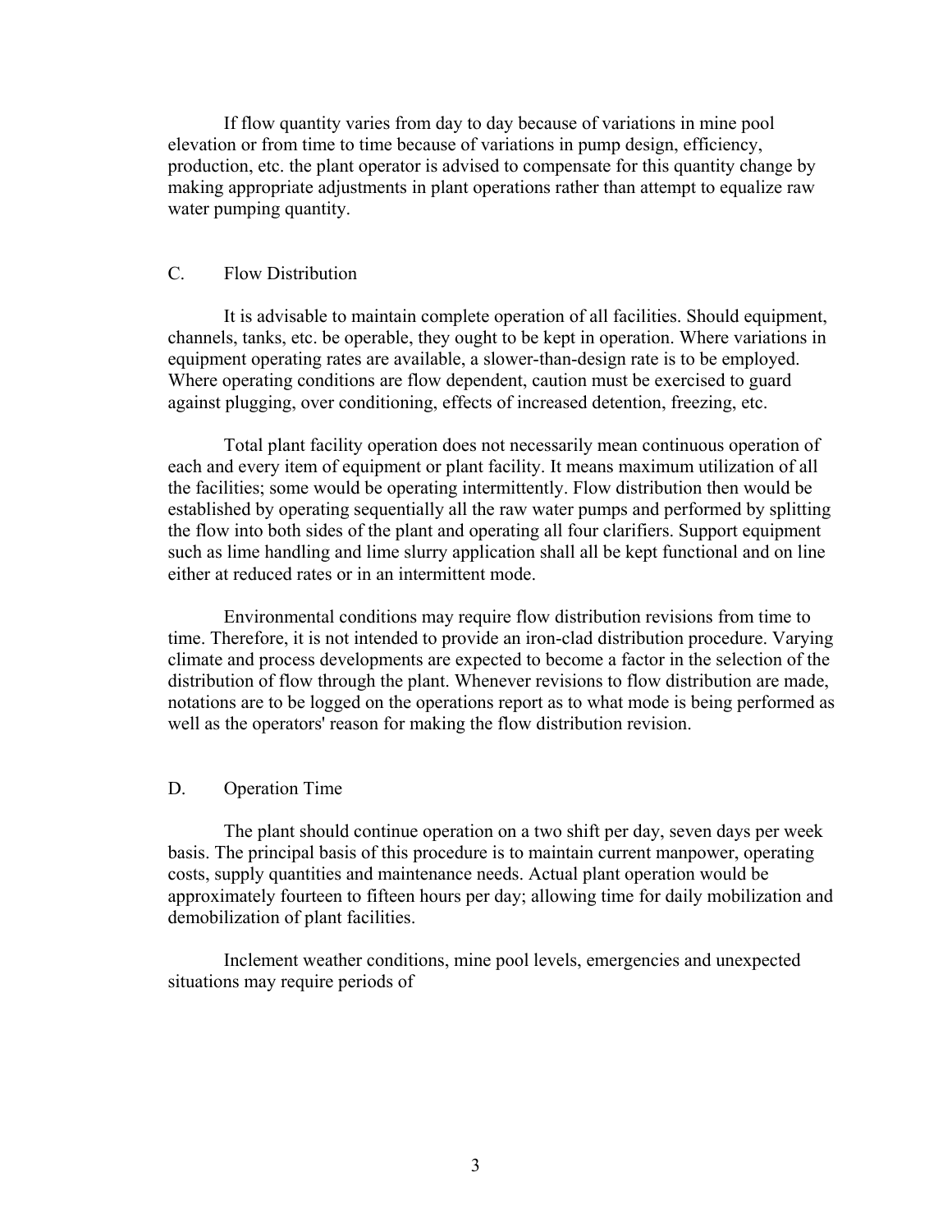If flow quantity varies from day to day because of variations in mine pool elevation or from time to time because of variations in pump design, efficiency, production, etc. the plant operator is advised to compensate for this quantity change by making appropriate adjustments in plant operations rather than attempt to equalize raw water pumping quantity.

## C. Flow Distribution

It is advisable to maintain complete operation of all facilities. Should equipment, channels, tanks, etc. be operable, they ought to be kept in operation. Where variations in equipment operating rates are available, a slower-than-design rate is to be employed. Where operating conditions are flow dependent, caution must be exercised to guard against plugging, over conditioning, effects of increased detention, freezing, etc.

Total plant facility operation does not necessarily mean continuous operation of each and every item of equipment or plant facility. It means maximum utilization of all the facilities; some would be operating intermittently. Flow distribution then would be established by operating sequentially all the raw water pumps and performed by splitting the flow into both sides of the plant and operating all four clarifiers. Support equipment such as lime handling and lime slurry application shall all be kept functional and on line either at reduced rates or in an intermittent mode.

Environmental conditions may require flow distribution revisions from time to time. Therefore, it is not intended to provide an iron-clad distribution procedure. Varying climate and process developments are expected to become a factor in the selection of the distribution of flow through the plant. Whenever revisions to flow distribution are made, notations are to be logged on the operations report as to what mode is being performed as well as the operators' reason for making the flow distribution revision.

## D. Operation Time

The plant should continue operation on a two shift per day, seven days per week basis. The principal basis of this procedure is to maintain current manpower, operating costs, supply quantities and maintenance needs. Actual plant operation would be approximately fourteen to fifteen hours per day; allowing time for daily mobilization and demobilization of plant facilities.

Inclement weather conditions, mine pool levels, emergencies and unexpected situations may require periods of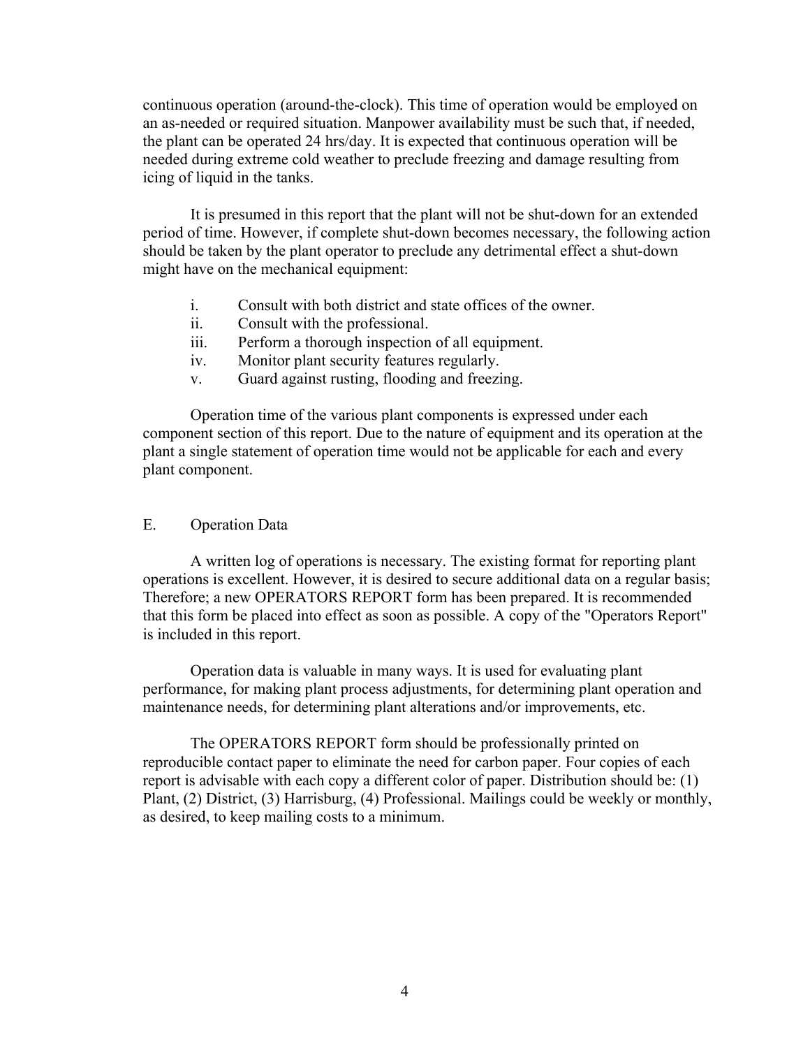continuous operation (around-the-clock). This time of operation would be employed on an as-needed or required situation. Manpower availability must be such that, if needed, the plant can be operated 24 hrs/day. It is expected that continuous operation will be needed during extreme cold weather to preclude freezing and damage resulting from icing of liquid in the tanks.

It is presumed in this report that the plant will not be shut-down for an extended period of time. However, if complete shut-down becomes necessary, the following action should be taken by the plant operator to preclude any detrimental effect a shut-down might have on the mechanical equipment:

i. Consult with both district and state offices of the owner.
ii. Consult with the professional.
iii. Perform a thorough inspection of all equipment.
iv. Monitor plant security features regularly.
v. Guard against rusting, flooding and freezing.

Operation time of the various plant components is expressed under each component section of this report. Due to the nature of equipment and its operation at the plant a single statement of operation time would not be applicable for each and every plant component.

## E. Operation Data

A written log of operations is necessary. The existing format for reporting plant operations is excellent. However, it is desired to secure additional data on a regular basis; Therefore; a new OPERATORS REPORT form has been prepared. It is recommended that this form be placed into effect as soon as possible. A copy of the "Operators Report" is included in this report.

Operation data is valuable in many ways. It is used for evaluating plant performance, for making plant process adjustments, for determining plant operation and maintenance needs, for determining plant alterations and/or improvements, etc.

The OPERATORS REPORT form should be professionally printed on reproducible contact paper to eliminate the need for carbon paper. Four copies of each report is advisable with each copy a different color of paper. Distribution should be: (1) Plant, (2) District, (3) Harrisburg, (4) Professional. Mailings could be weekly or monthly, as desired, to keep mailing costs to a minimum.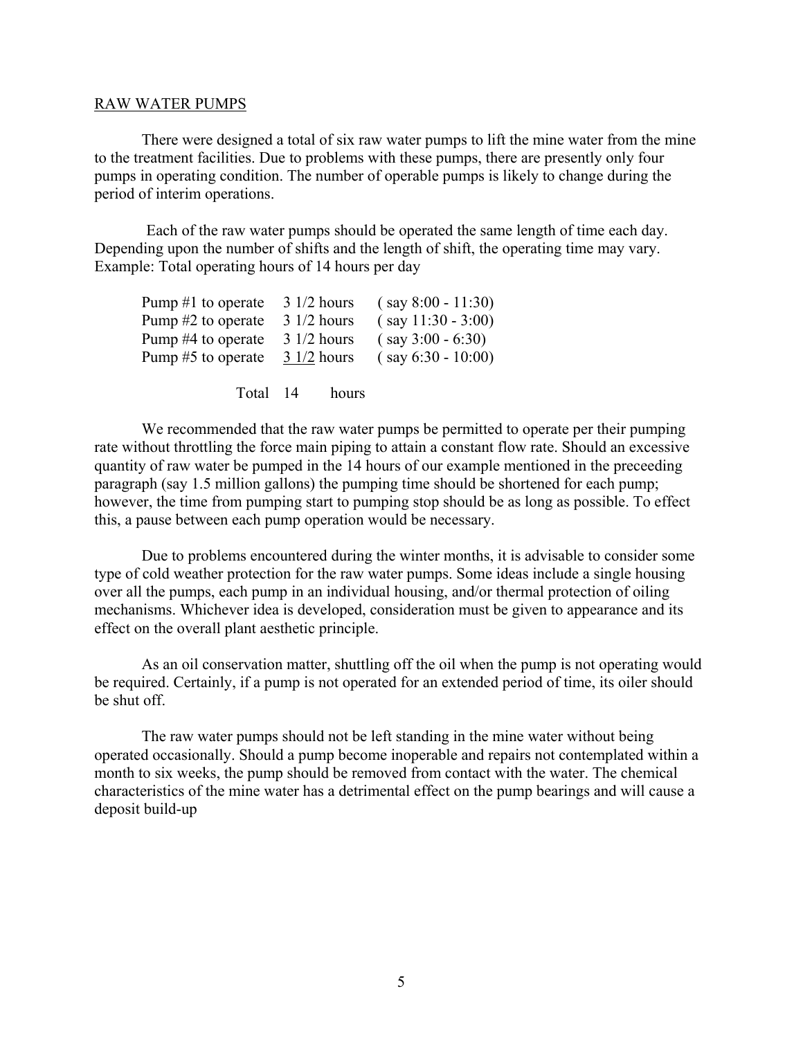RAW WATER PUMPS

There were designed a total of six raw water pumps to lift the mine water from the mine to the treatment facilities. Due to problems with these pumps, there are presently only four pumps in operating condition. The number of operable pumps is likely to change during the period of interim operations.

Each of the raw water pumps should be operated the same length of time each day. Depending upon the number of shifts and the length of shift, the operating time may vary. Example: Total operating hours of 14 hours per day

| | | |
|---|---|---|
| Pump #1 to operate | 3 1/2 hours | ( say 8:00 - 11:30) |
| Pump #2 to operate | 3 1/2 hours | ( say 11:30 - 3:00) |
| Pump #4 to operate | 3 1/2 hours | ( say 3:00 - 6:30) |
| Pump #5 to operate | 3 1/2 hours | ( say 6:30 - 10:00) |
| Total | 14 hours | |

We recommended that the raw water pumps be permitted to operate per their pumping rate without throttling the force main piping to attain a constant flow rate. Should an excessive quantity of raw water be pumped in the 14 hours of our example mentioned in the preceeding paragraph (say 1.5 million gallons) the pumping time should be shortened for each pump; however, the time from pumping start to pumping stop should be as long as possible. To effect this, a pause between each pump operation would be necessary.

Due to problems encountered during the winter months, it is advisable to consider some type of cold weather protection for the raw water pumps. Some ideas include a single housing over all the pumps, each pump in an individual housing, and/or thermal protection of oiling mechanisms. Whichever idea is developed, consideration must be given to appearance and its effect on the overall plant aesthetic principle.

As an oil conservation matter, shuttling off the oil when the pump is not operating would be required. Certainly, if a pump is not operated for an extended period of time, its oiler should be shut off.

The raw water pumps should not be left standing in the mine water without being operated occasionally. Should a pump become inoperable and repairs not contemplated within a month to six weeks, the pump should be removed from contact with the water. The chemical characteristics of the mine water has a detrimental effect on the pump bearings and will cause a deposit build-up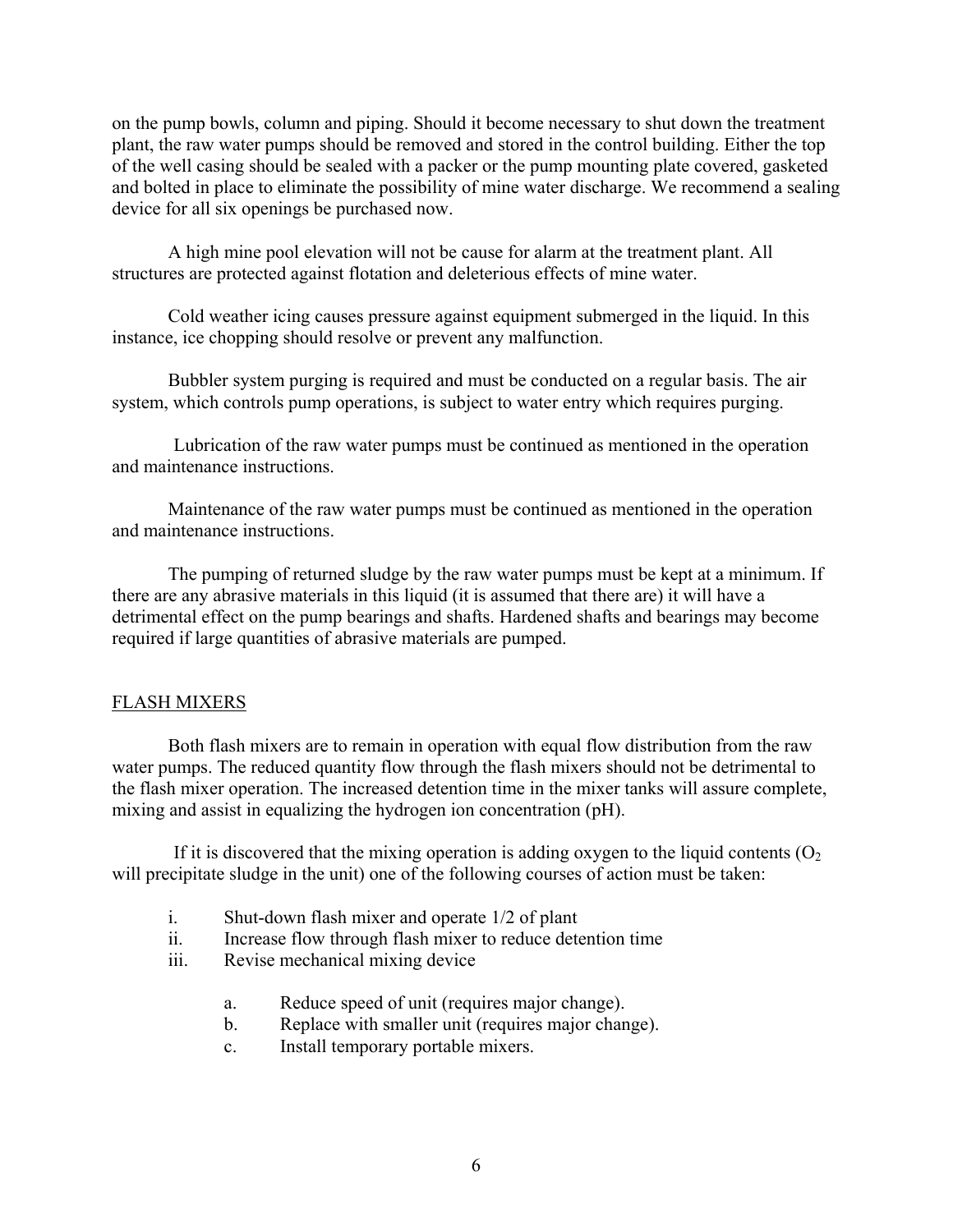on the pump bowls, column and piping. Should it become necessary to shut down the treatment plant, the raw water pumps should be removed and stored in the control building. Either the top of the well casing should be sealed with a packer or the pump mounting plate covered, gasketed and bolted in place to eliminate the possibility of mine water discharge. We recommend a sealing device for all six openings be purchased now.

A high mine pool elevation will not be cause for alarm at the treatment plant. All structures are protected against flotation and deleterious effects of mine water.

Cold weather icing causes pressure against equipment submerged in the liquid. In this instance, ice chopping should resolve or prevent any malfunction.

Bubbler system purging is required and must be conducted on a regular basis. The air system, which controls pump operations, is subject to water entry which requires purging.

Lubrication of the raw water pumps must be continued as mentioned in the operation and maintenance instructions.

Maintenance of the raw water pumps must be continued as mentioned in the operation and maintenance instructions.

The pumping of returned sludge by the raw water pumps must be kept at a minimum. If there are any abrasive materials in this liquid (it is assumed that there are) it will have a detrimental effect on the pump bearings and shafts. Hardened shafts and bearings may become required if large quantities of abrasive materials are pumped.

## FLASH MIXERS

Both flash mixers are to remain in operation with equal flow distribution from the raw water pumps. The reduced quantity flow through the flash mixers should not be detrimental to the flash mixer operation. The increased detention time in the mixer tanks will assure complete, mixing and assist in equalizing the hydrogen ion concentration (pH).

If it is discovered that the mixing operation is adding oxygen to the liquid contents ($O_2$ will precipitate sludge in the unit) one of the following courses of action must be taken:

i. Shut-down flash mixer and operate 1/2 of plant
ii. Increase flow through flash mixer to reduce detention time
iii. Revise mechanical mixing device

   a. Reduce speed of unit (requires major change).
   b. Replace with smaller unit (requires major change).
   c. Install temporary portable mixers.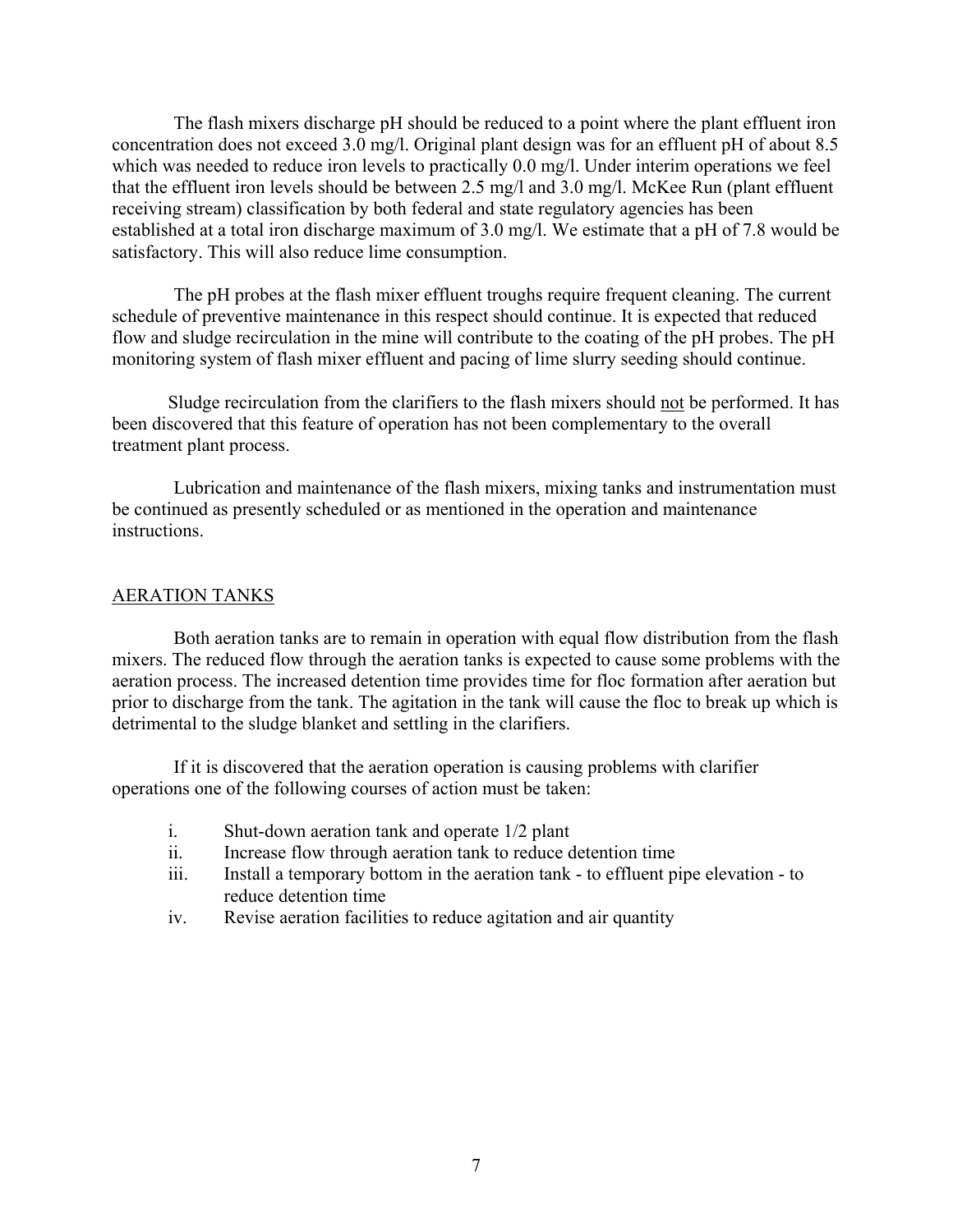The flash mixers discharge pH should be reduced to a point where the plant effluent iron concentration does not exceed 3.0 mg/l. Original plant design was for an effluent pH of about 8.5 which was needed to reduce iron levels to practically 0.0 mg/l. Under interim operations we feel that the effluent iron levels should be between 2.5 mg/l and 3.0 mg/l. McKee Run (plant effluent receiving stream) classification by both federal and state regulatory agencies has been established at a total iron discharge maximum of 3.0 mg/l. We estimate that a pH of 7.8 would be satisfactory. This will also reduce lime consumption.

The pH probes at the flash mixer effluent troughs require frequent cleaning. The current schedule of preventive maintenance in this respect should continue. It is expected that reduced flow and sludge recirculation in the mine will contribute to the coating of the pH probes. The pH monitoring system of flash mixer effluent and pacing of lime slurry seeding should continue.

Sludge recirculation from the clarifiers to the flash mixers should not be performed. It has been discovered that this feature of operation has not been complementary to the overall treatment plant process.

Lubrication and maintenance of the flash mixers, mixing tanks and instrumentation must be continued as presently scheduled or as mentioned in the operation and maintenance instructions.

## AERATION TANKS

Both aeration tanks are to remain in operation with equal flow distribution from the flash mixers. The reduced flow through the aeration tanks is expected to cause some problems with the aeration process. The increased detention time provides time for floc formation after aeration but prior to discharge from the tank. The agitation in the tank will cause the floc to break up which is detrimental to the sludge blanket and settling in the clarifiers.

If it is discovered that the aeration operation is causing problems with clarifier operations one of the following courses of action must be taken:

i. Shut-down aeration tank and operate 1/2 plant
ii. Increase flow through aeration tank to reduce detention time
iii. Install a temporary bottom in the aeration tank - to effluent pipe elevation - to reduce detention time
iv. Revise aeration facilities to reduce agitation and air quantity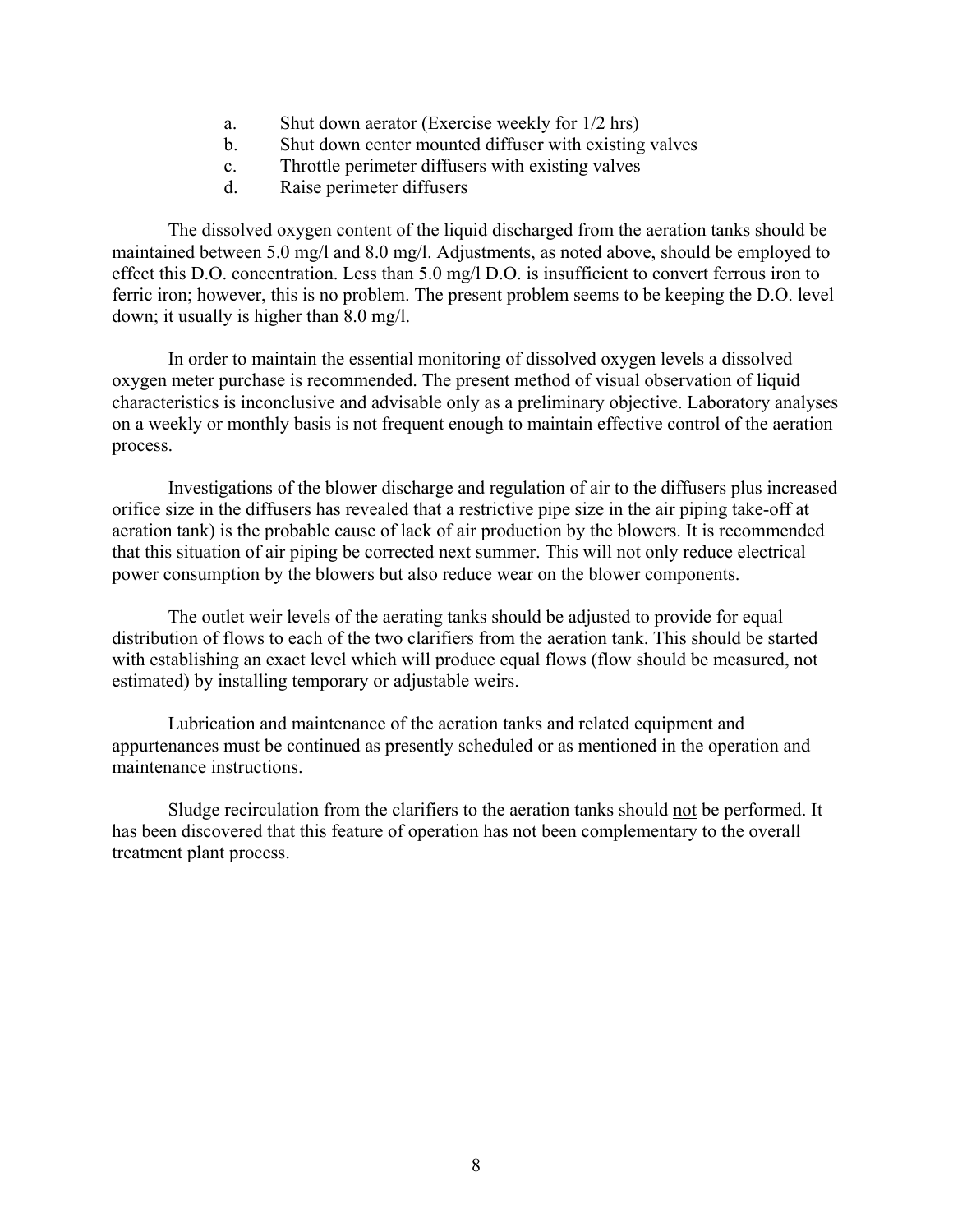a. Shut down aerator (Exercise weekly for 1/2 hrs)
b. Shut down center mounted diffuser with existing valves
c. Throttle perimeter diffusers with existing valves
d. Raise perimeter diffusers

The dissolved oxygen content of the liquid discharged from the aeration tanks should be maintained between 5.0 mg/l and 8.0 mg/l. Adjustments, as noted above, should be employed to effect this D.O. concentration. Less than 5.0 mg/l D.O. is insufficient to convert ferrous iron to ferric iron; however, this is no problem. The present problem seems to be keeping the D.O. level down; it usually is higher than 8.0 mg/l.

In order to maintain the essential monitoring of dissolved oxygen levels a dissolved oxygen meter purchase is recommended. The present method of visual observation of liquid characteristics is inconclusive and advisable only as a preliminary objective. Laboratory analyses on a weekly or monthly basis is not frequent enough to maintain effective control of the aeration process.

Investigations of the blower discharge and regulation of air to the diffusers plus increased orifice size in the diffusers has revealed that a restrictive pipe size in the air piping take-off at aeration tank) is the probable cause of lack of air production by the blowers. It is recommended that this situation of air piping be corrected next summer. This will not only reduce electrical power consumption by the blowers but also reduce wear on the blower components.

The outlet weir levels of the aerating tanks should be adjusted to provide for equal distribution of flows to each of the two clarifiers from the aeration tank. This should be started with establishing an exact level which will produce equal flows (flow should be measured, not estimated) by installing temporary or adjustable weirs.

Lubrication and maintenance of the aeration tanks and related equipment and appurtenances must be continued as presently scheduled or as mentioned in the operation and maintenance instructions.

Sludge recirculation from the clarifiers to the aeration tanks should <u>not</u> be performed. It has been discovered that this feature of operation has not been complementary to the overall treatment plant process.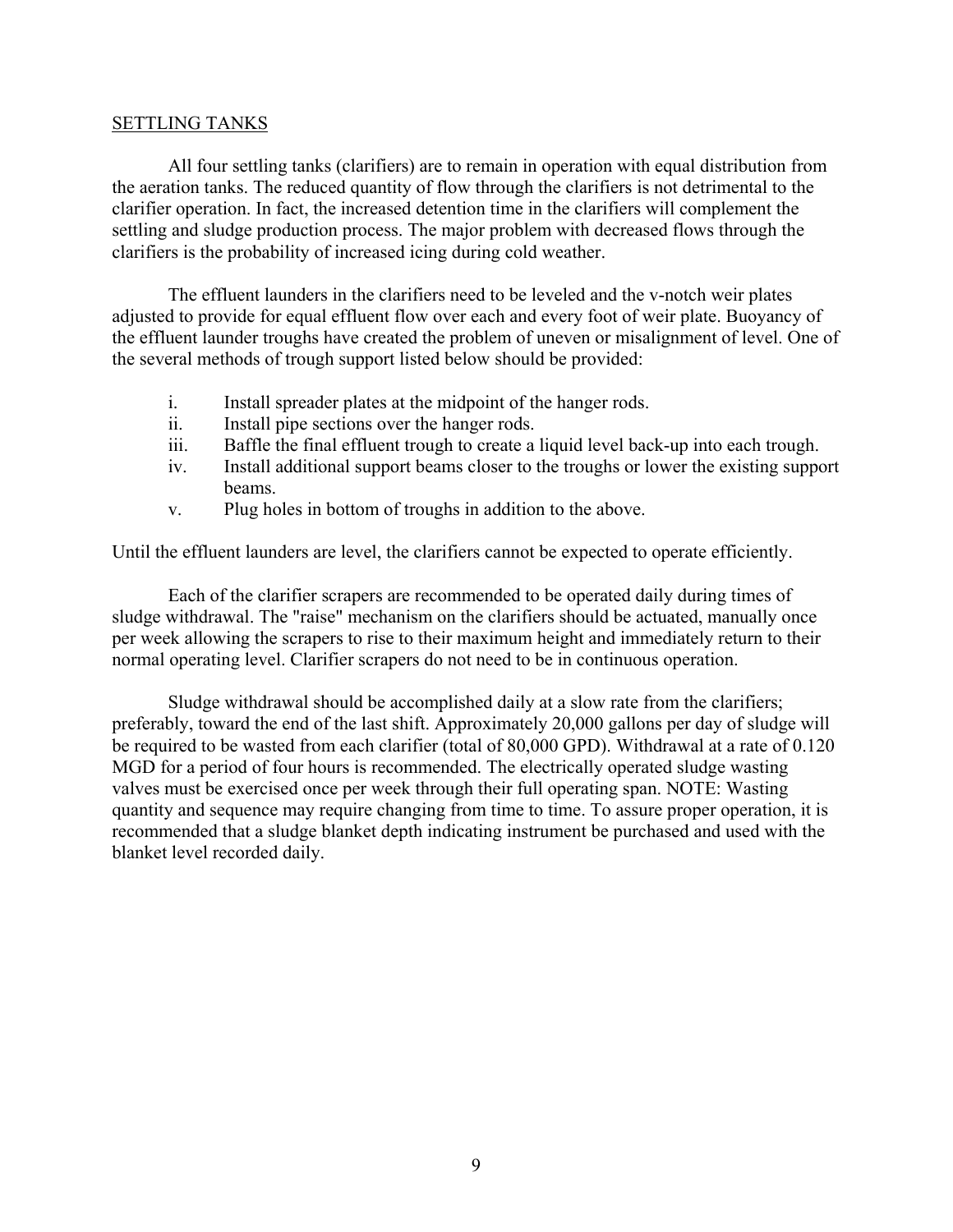## SETTLING TANKS

All four settling tanks (clarifiers) are to remain in operation with equal distribution from the aeration tanks. The reduced quantity of flow through the clarifiers is not detrimental to the clarifier operation. In fact, the increased detention time in the clarifiers will complement the settling and sludge production process. The major problem with decreased flows through the clarifiers is the probability of increased icing during cold weather.

The effluent launders in the clarifiers need to be leveled and the v-notch weir plates adjusted to provide for equal effluent flow over each and every foot of weir plate. Buoyancy of the effluent launder troughs have created the problem of uneven or misalignment of level. One of the several methods of trough support listed below should be provided:

- i. Install spreader plates at the midpoint of the hanger rods.
- ii. Install pipe sections over the hanger rods.
- iii. Baffle the final effluent trough to create a liquid level back-up into each trough.
- iv. Install additional support beams closer to the troughs or lower the existing support beams.
- v. Plug holes in bottom of troughs in addition to the above.

Until the effluent launders are level, the clarifiers cannot be expected to operate efficiently.

Each of the clarifier scrapers are recommended to be operated daily during times of sludge withdrawal. The "raise" mechanism on the clarifiers should be actuated, manually once per week allowing the scrapers to rise to their maximum height and immediately return to their normal operating level. Clarifier scrapers do not need to be in continuous operation.

Sludge withdrawal should be accomplished daily at a slow rate from the clarifiers; preferably, toward the end of the last shift. Approximately 20,000 gallons per day of sludge will be required to be wasted from each clarifier (total of 80,000 GPD). Withdrawal at a rate of 0.120 MGD for a period of four hours is recommended. The electrically operated sludge wasting valves must be exercised once per week through their full operating span. NOTE: Wasting quantity and sequence may require changing from time to time. To assure proper operation, it is recommended that a sludge blanket depth indicating instrument be purchased and used with the blanket level recorded daily.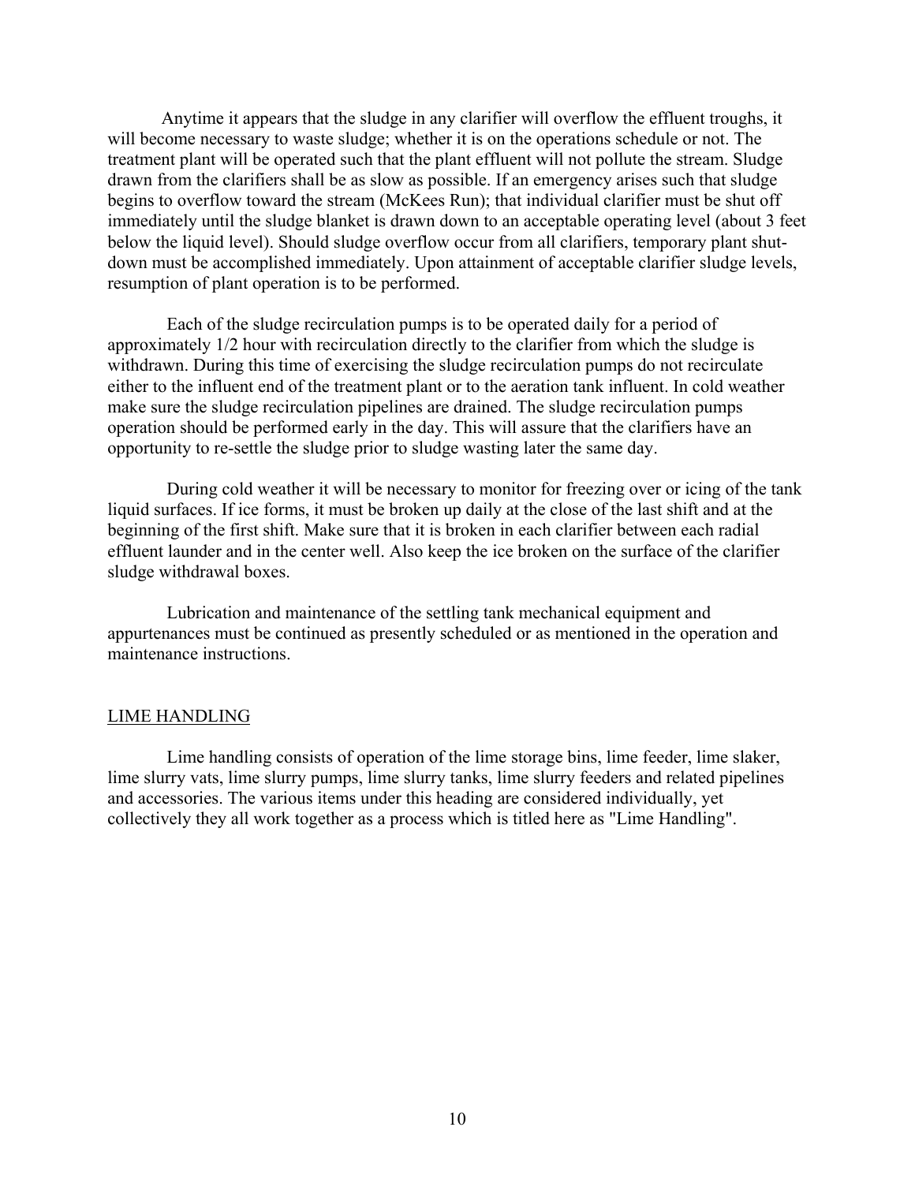Anytime it appears that the sludge in any clarifier will overflow the effluent troughs, it will become necessary to waste sludge; whether it is on the operations schedule or not. The treatment plant will be operated such that the plant effluent will not pollute the stream. Sludge drawn from the clarifiers shall be as slow as possible. If an emergency arises such that sludge begins to overflow toward the stream (McKees Run); that individual clarifier must be shut off immediately until the sludge blanket is drawn down to an acceptable operating level (about 3 feet below the liquid level). Should sludge overflow occur from all clarifiers, temporary plant shut-down must be accomplished immediately. Upon attainment of acceptable clarifier sludge levels, resumption of plant operation is to be performed.

Each of the sludge recirculation pumps is to be operated daily for a period of approximately 1/2 hour with recirculation directly to the clarifier from which the sludge is withdrawn. During this time of exercising the sludge recirculation pumps do not recirculate either to the influent end of the treatment plant or to the aeration tank influent. In cold weather make sure the sludge recirculation pipelines are drained. The sludge recirculation pumps operation should be performed early in the day. This will assure that the clarifiers have an opportunity to re-settle the sludge prior to sludge wasting later the same day.

During cold weather it will be necessary to monitor for freezing over or icing of the tank liquid surfaces. If ice forms, it must be broken up daily at the close of the last shift and at the beginning of the first shift. Make sure that it is broken in each clarifier between each radial effluent launder and in the center well. Also keep the ice broken on the surface of the clarifier sludge withdrawal boxes.

Lubrication and maintenance of the settling tank mechanical equipment and appurtenances must be continued as presently scheduled or as mentioned in the operation and maintenance instructions.

## LIME HANDLING

Lime handling consists of operation of the lime storage bins, lime feeder, lime slaker, lime slurry vats, lime slurry pumps, lime slurry tanks, lime slurry feeders and related pipelines and accessories. The various items under this heading are considered individually, yet collectively they all work together as a process which is titled here as "Lime Handling".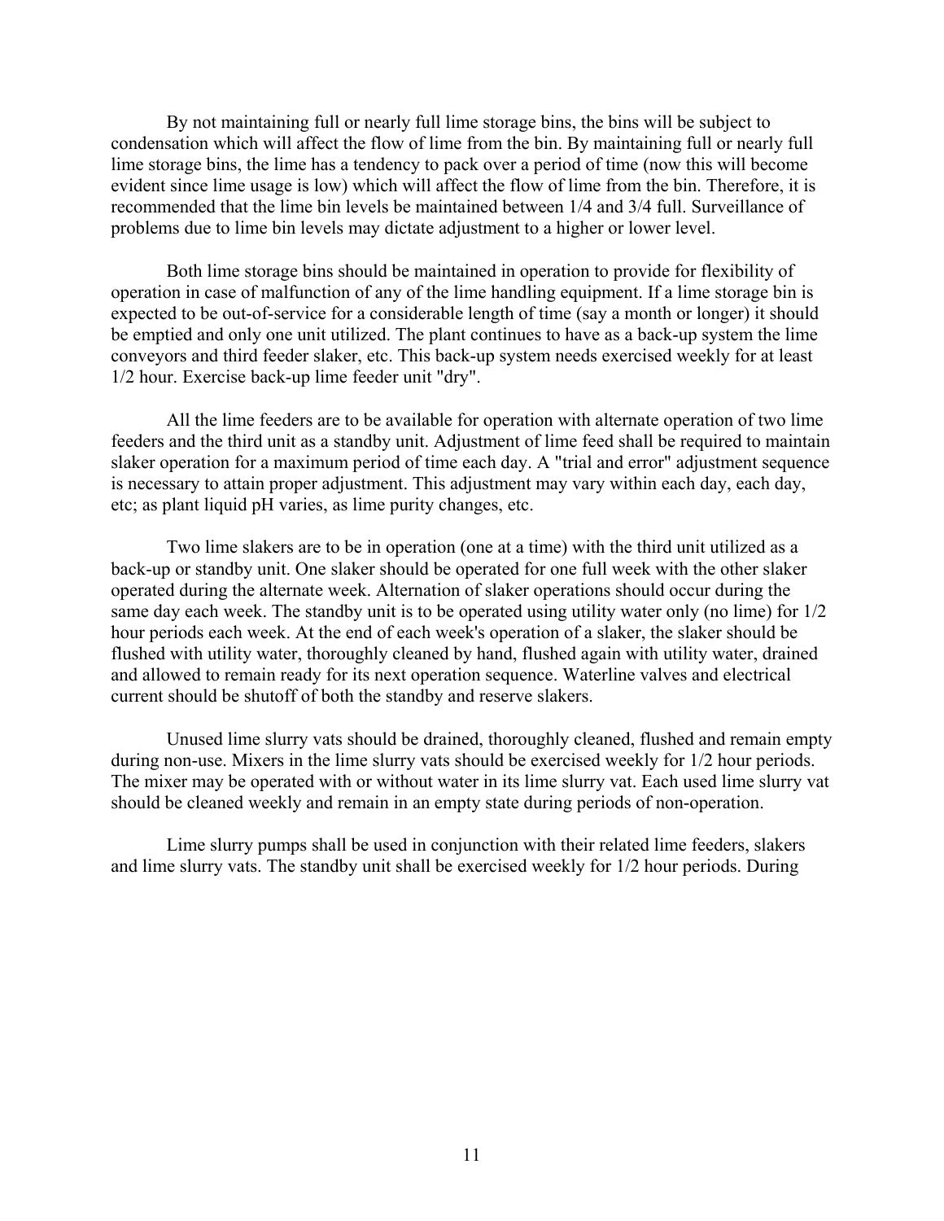By not maintaining full or nearly full lime storage bins, the bins will be subject to condensation which will affect the flow of lime from the bin. By maintaining full or nearly full lime storage bins, the lime has a tendency to pack over a period of time (now this will become evident since lime usage is low) which will affect the flow of lime from the bin. Therefore, it is recommended that the lime bin levels be maintained between 1/4 and 3/4 full. Surveillance of problems due to lime bin levels may dictate adjustment to a higher or lower level.

Both lime storage bins should be maintained in operation to provide for flexibility of operation in case of malfunction of any of the lime handling equipment. If a lime storage bin is expected to be out-of-service for a considerable length of time (say a month or longer) it should be emptied and only one unit utilized. The plant continues to have as a back-up system the lime conveyors and third feeder slaker, etc. This back-up system needs exercised weekly for at least 1/2 hour. Exercise back-up lime feeder unit "dry".

All the lime feeders are to be available for operation with alternate operation of two lime feeders and the third unit as a standby unit. Adjustment of lime feed shall be required to maintain slaker operation for a maximum period of time each day. A "trial and error" adjustment sequence is necessary to attain proper adjustment. This adjustment may vary within each day, each day, etc; as plant liquid pH varies, as lime purity changes, etc.

Two lime slakers are to be in operation (one at a time) with the third unit utilized as a back-up or standby unit. One slaker should be operated for one full week with the other slaker operated during the alternate week. Alternation of slaker operations should occur during the same day each week. The standby unit is to be operated using utility water only (no lime) for 1/2 hour periods each week. At the end of each week's operation of a slaker, the slaker should be flushed with utility water, thoroughly cleaned by hand, flushed again with utility water, drained and allowed to remain ready for its next operation sequence. Waterline valves and electrical current should be shutoff of both the standby and reserve slakers.

Unused lime slurry vats should be drained, thoroughly cleaned, flushed and remain empty during non-use. Mixers in the lime slurry vats should be exercised weekly for 1/2 hour periods. The mixer may be operated with or without water in its lime slurry vat. Each used lime slurry vat should be cleaned weekly and remain in an empty state during periods of non-operation.

Lime slurry pumps shall be used in conjunction with their related lime feeders, slakers and lime slurry vats. The standby unit shall be exercised weekly for 1/2 hour periods. During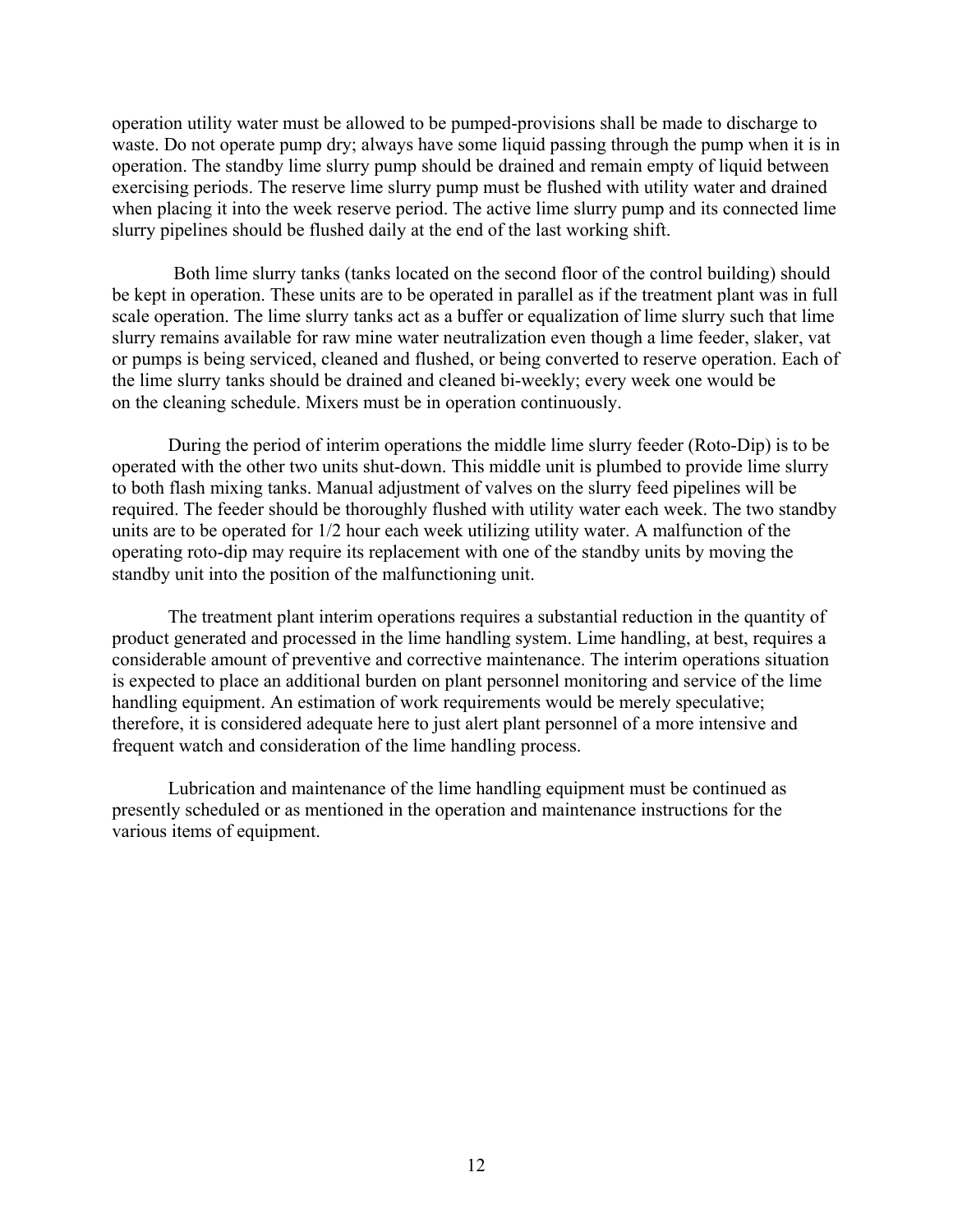operation utility water must be allowed to be pumped-provisions shall be made to discharge to waste. Do not operate pump dry; always have some liquid passing through the pump when it is in operation. The standby lime slurry pump should be drained and remain empty of liquid between exercising periods. The reserve lime slurry pump must be flushed with utility water and drained when placing it into the week reserve period. The active lime slurry pump and its connected lime slurry pipelines should be flushed daily at the end of the last working shift.

Both lime slurry tanks (tanks located on the second floor of the control building) should be kept in operation. These units are to be operated in parallel as if the treatment plant was in full scale operation. The lime slurry tanks act as a buffer or equalization of lime slurry such that lime slurry remains available for raw mine water neutralization even though a lime feeder, slaker, vat or pumps is being serviced, cleaned and flushed, or being converted to reserve operation. Each of the lime slurry tanks should be drained and cleaned bi-weekly; every week one would be on the cleaning schedule. Mixers must be in operation continuously.

During the period of interim operations the middle lime slurry feeder (Roto-Dip) is to be operated with the other two units shut-down. This middle unit is plumbed to provide lime slurry to both flash mixing tanks. Manual adjustment of valves on the slurry feed pipelines will be required. The feeder should be thoroughly flushed with utility water each week. The two standby units are to be operated for 1/2 hour each week utilizing utility water. A malfunction of the operating roto-dip may require its replacement with one of the standby units by moving the standby unit into the position of the malfunctioning unit.

The treatment plant interim operations requires a substantial reduction in the quantity of product generated and processed in the lime handling system. Lime handling, at best, requires a considerable amount of preventive and corrective maintenance. The interim operations situation is expected to place an additional burden on plant personnel monitoring and service of the lime handling equipment. An estimation of work requirements would be merely speculative; therefore, it is considered adequate here to just alert plant personnel of a more intensive and frequent watch and consideration of the lime handling process.

Lubrication and maintenance of the lime handling equipment must be continued as presently scheduled or as mentioned in the operation and maintenance instructions for the various items of equipment.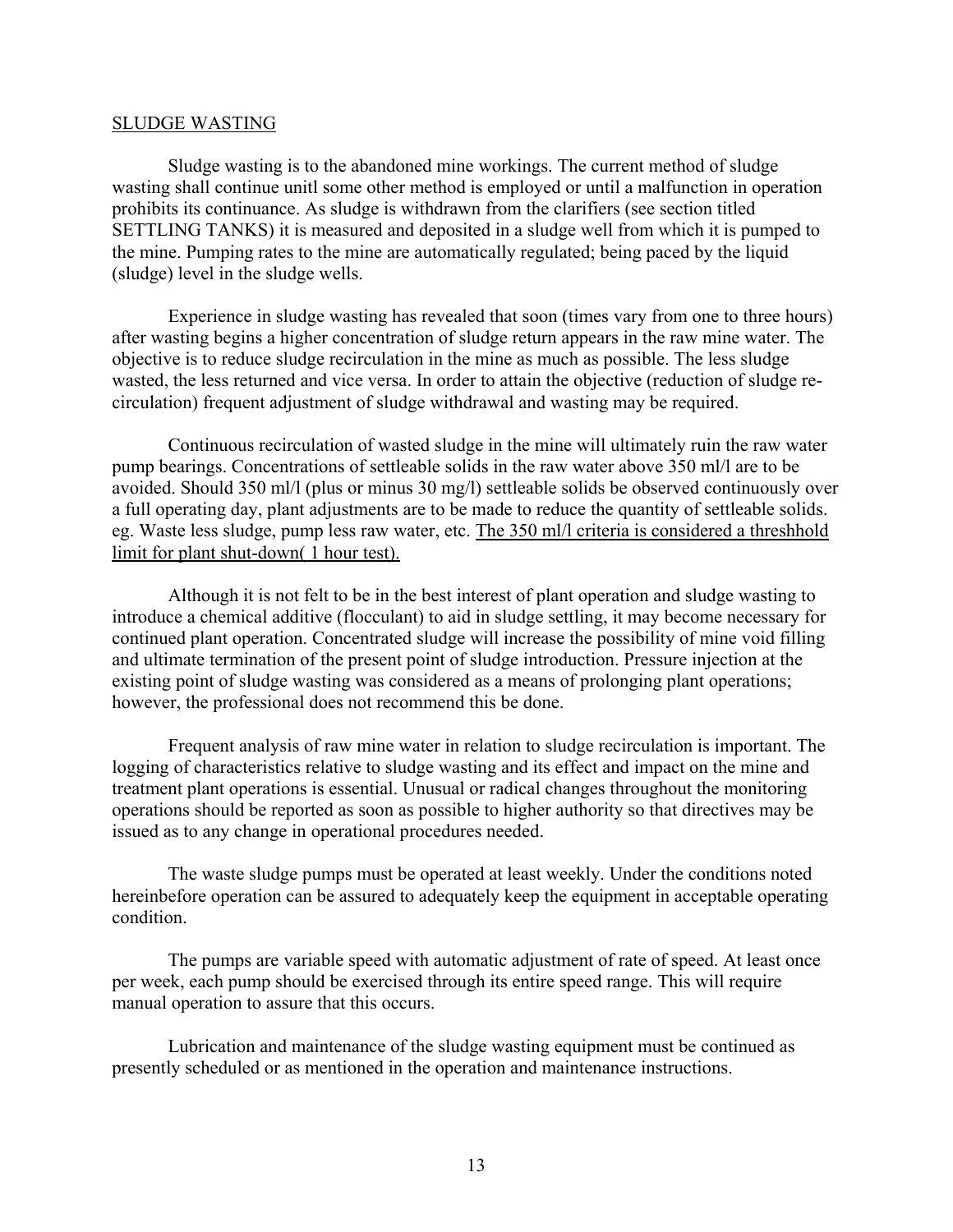## SLUDGE WASTING

Sludge wasting is to the abandoned mine workings. The current method of sludge wasting shall continue unitl some other method is employed or until a malfunction in operation prohibits its continuance. As sludge is withdrawn from the clarifiers (see section titled SETTLING TANKS) it is measured and deposited in a sludge well from which it is pumped to the mine. Pumping rates to the mine are automatically regulated; being paced by the liquid (sludge) level in the sludge wells.

Experience in sludge wasting has revealed that soon (times vary from one to three hours) after wasting begins a higher concentration of sludge return appears in the raw mine water. The objective is to reduce sludge recirculation in the mine as much as possible. The less sludge wasted, the less returned and vice versa. In order to attain the objective (reduction of sludge re-circulation) frequent adjustment of sludge withdrawal and wasting may be required.

Continuous recirculation of wasted sludge in the mine will ultimately ruin the raw water pump bearings. Concentrations of settleable solids in the raw water above 350 ml/l are to be avoided. Should 350 ml/l (plus or minus 30 mg/l) settleable solids be observed continuously over a full operating day, plant adjustments are to be made to reduce the quantity of settleable solids. eg. Waste less sludge, pump less raw water, etc. <u>The 350 ml/l criteria is considered a threshhold limit for plant shut-down( 1 hour test).</u>

Although it is not felt to be in the best interest of plant operation and sludge wasting to introduce a chemical additive (flocculant) to aid in sludge settling, it may become necessary for continued plant operation. Concentrated sludge will increase the possibility of mine void filling and ultimate termination of the present point of sludge introduction. Pressure injection at the existing point of sludge wasting was considered as a means of prolonging plant operations; however, the professional does not recommend this be done.

Frequent analysis of raw mine water in relation to sludge recirculation is important. The logging of characteristics relative to sludge wasting and its effect and impact on the mine and treatment plant operations is essential. Unusual or radical changes throughout the monitoring operations should be reported as soon as possible to higher authority so that directives may be issued as to any change in operational procedures needed.

The waste sludge pumps must be operated at least weekly. Under the conditions noted hereinbefore operation can be assured to adequately keep the equipment in acceptable operating condition.

The pumps are variable speed with automatic adjustment of rate of speed. At least once per week, each pump should be exercised through its entire speed range. This will require manual operation to assure that this occurs.

Lubrication and maintenance of the sludge wasting equipment must be continued as presently scheduled or as mentioned in the operation and maintenance instructions.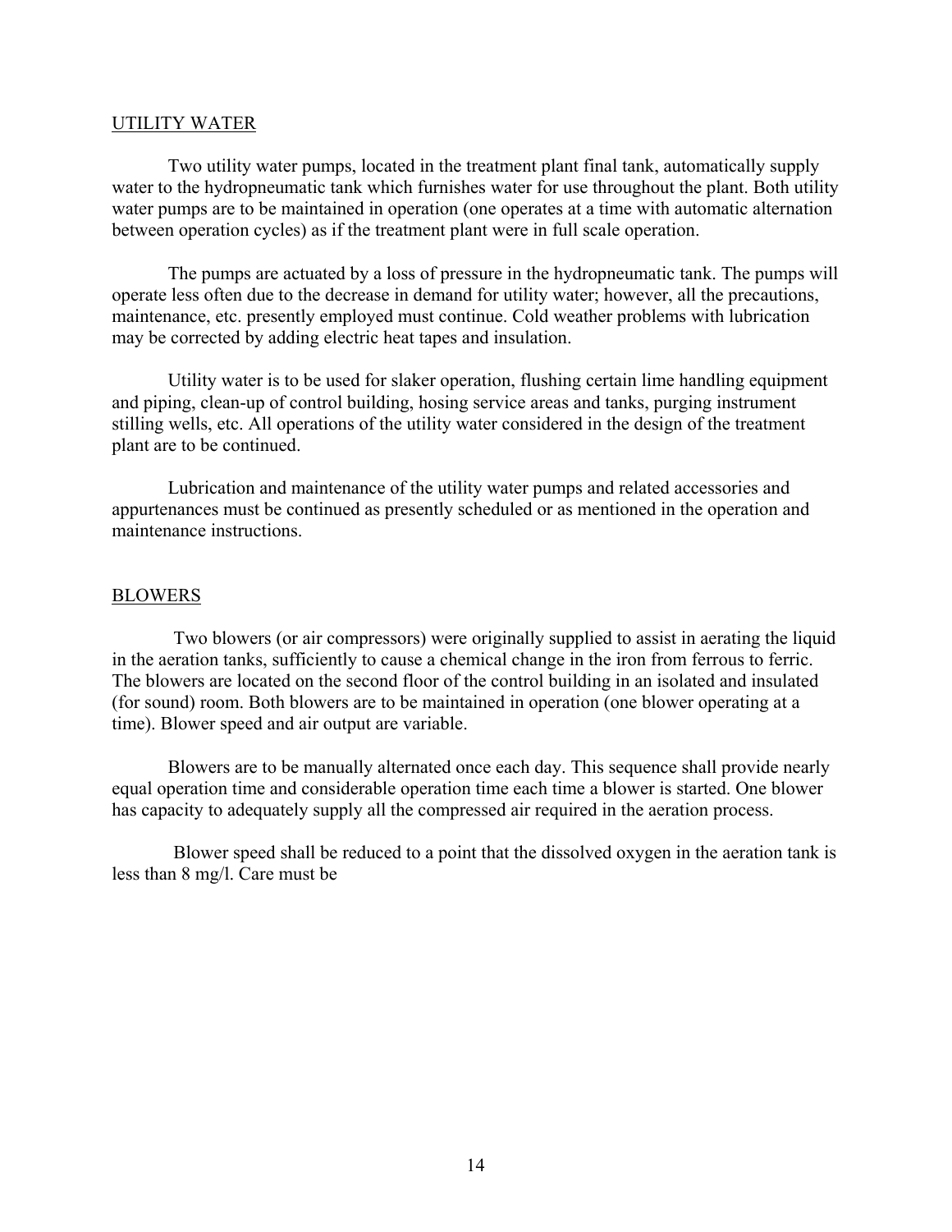## UTILITY WATER

Two utility water pumps, located in the treatment plant final tank, automatically supply water to the hydropneumatic tank which furnishes water for use throughout the plant. Both utility water pumps are to be maintained in operation (one operates at a time with automatic alternation between operation cycles) as if the treatment plant were in full scale operation.

The pumps are actuated by a loss of pressure in the hydropneumatic tank. The pumps will operate less often due to the decrease in demand for utility water; however, all the precautions, maintenance, etc. presently employed must continue. Cold weather problems with lubrication may be corrected by adding electric heat tapes and insulation.

Utility water is to be used for slaker operation, flushing certain lime handling equipment and piping, clean-up of control building, hosing service areas and tanks, purging instrument stilling wells, etc. All operations of the utility water considered in the design of the treatment plant are to be continued.

Lubrication and maintenance of the utility water pumps and related accessories and appurtenances must be continued as presently scheduled or as mentioned in the operation and maintenance instructions.

## BLOWERS

Two blowers (or air compressors) were originally supplied to assist in aerating the liquid in the aeration tanks, sufficiently to cause a chemical change in the iron from ferrous to ferric. The blowers are located on the second floor of the control building in an isolated and insulated (for sound) room. Both blowers are to be maintained in operation (one blower operating at a time). Blower speed and air output are variable.

Blowers are to be manually alternated once each day. This sequence shall provide nearly equal operation time and considerable operation time each time a blower is started. One blower has capacity to adequately supply all the compressed air required in the aeration process.

Blower speed shall be reduced to a point that the dissolved oxygen in the aeration tank is less than 8 mg/l. Care must be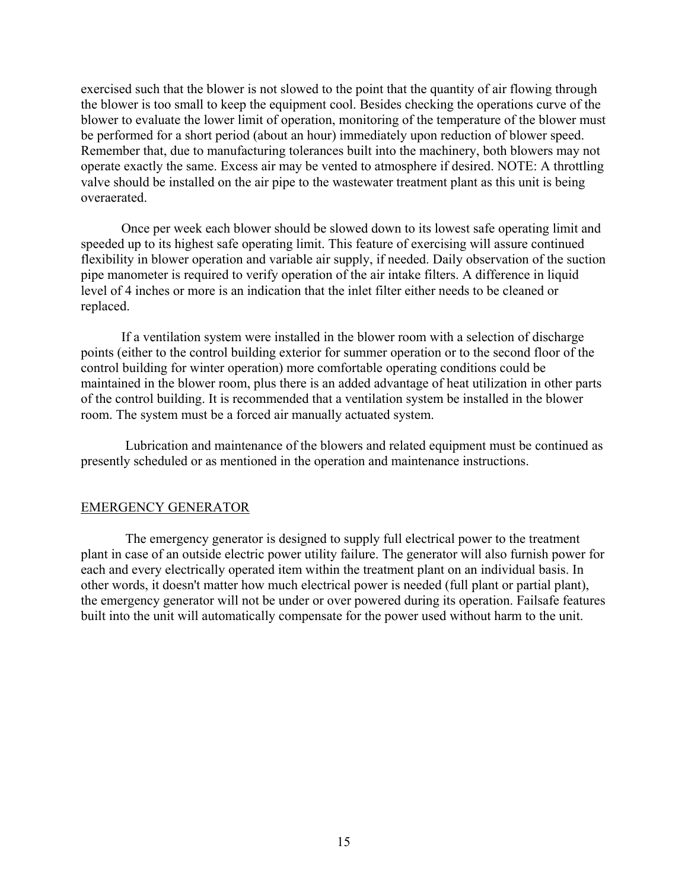exercised such that the blower is not slowed to the point that the quantity of air flowing through the blower is too small to keep the equipment cool. Besides checking the operations curve of the blower to evaluate the lower limit of operation, monitoring of the temperature of the blower must be performed for a short period (about an hour) immediately upon reduction of blower speed. Remember that, due to manufacturing tolerances built into the machinery, both blowers may not operate exactly the same. Excess air may be vented to atmosphere if desired. NOTE: A throttling valve should be installed on the air pipe to the wastewater treatment plant as this unit is being overaerated.

Once per week each blower should be slowed down to its lowest safe operating limit and speeded up to its highest safe operating limit. This feature of exercising will assure continued flexibility in blower operation and variable air supply, if needed. Daily observation of the suction pipe manometer is required to verify operation of the air intake filters. A difference in liquid level of 4 inches or more is an indication that the inlet filter either needs to be cleaned or replaced.

If a ventilation system were installed in the blower room with a selection of discharge points (either to the control building exterior for summer operation or to the second floor of the control building for winter operation) more comfortable operating conditions could be maintained in the blower room, plus there is an added advantage of heat utilization in other parts of the control building. It is recommended that a ventilation system be installed in the blower room. The system must be a forced air manually actuated system.

Lubrication and maintenance of the blowers and related equipment must be continued as presently scheduled or as mentioned in the operation and maintenance instructions.

## EMERGENCY GENERATOR

The emergency generator is designed to supply full electrical power to the treatment plant in case of an outside electric power utility failure. The generator will also furnish power for each and every electrically operated item within the treatment plant on an individual basis. In other words, it doesn't matter how much electrical power is needed (full plant or partial plant), the emergency generator will not be under or over powered during its operation. Failsafe features built into the unit will automatically compensate for the power used without harm to the unit.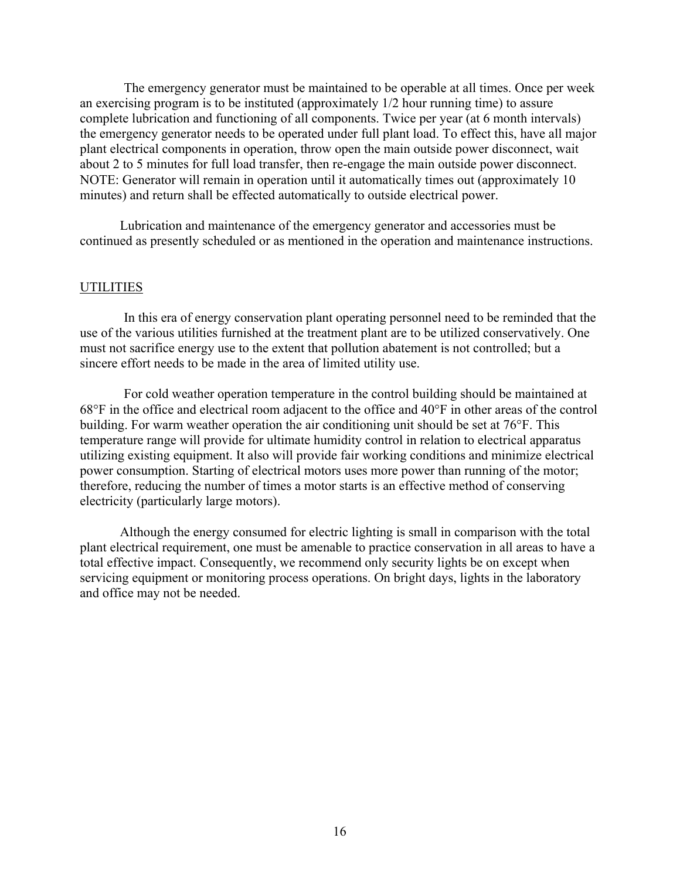The emergency generator must be maintained to be operable at all times. Once per week an exercising program is to be instituted (approximately 1/2 hour running time) to assure complete lubrication and functioning of all components. Twice per year (at 6 month intervals) the emergency generator needs to be operated under full plant load. To effect this, have all major plant electrical components in operation, throw open the main outside power disconnect, wait about 2 to 5 minutes for full load transfer, then re-engage the main outside power disconnect. NOTE: Generator will remain in operation until it automatically times out (approximately 10 minutes) and return shall be effected automatically to outside electrical power.

Lubrication and maintenance of the emergency generator and accessories must be continued as presently scheduled or as mentioned in the operation and maintenance instructions.

## UTILITIES

In this era of energy conservation plant operating personnel need to be reminded that the use of the various utilities furnished at the treatment plant are to be utilized conservatively. One must not sacrifice energy use to the extent that pollution abatement is not controlled; but a sincere effort needs to be made in the area of limited utility use.

For cold weather operation temperature in the control building should be maintained at 68°F in the office and electrical room adjacent to the office and 40°F in other areas of the control building. For warm weather operation the air conditioning unit should be set at 76°F. This temperature range will provide for ultimate humidity control in relation to electrical apparatus utilizing existing equipment. It also will provide fair working conditions and minimize electrical power consumption. Starting of electrical motors uses more power than running of the motor; therefore, reducing the number of times a motor starts is an effective method of conserving electricity (particularly large motors).

Although the energy consumed for electric lighting is small in comparison with the total plant electrical requirement, one must be amenable to practice conservation in all areas to have a total effective impact. Consequently, we recommend only security lights be on except when servicing equipment or monitoring process operations. On bright days, lights in the laboratory and office may not be needed.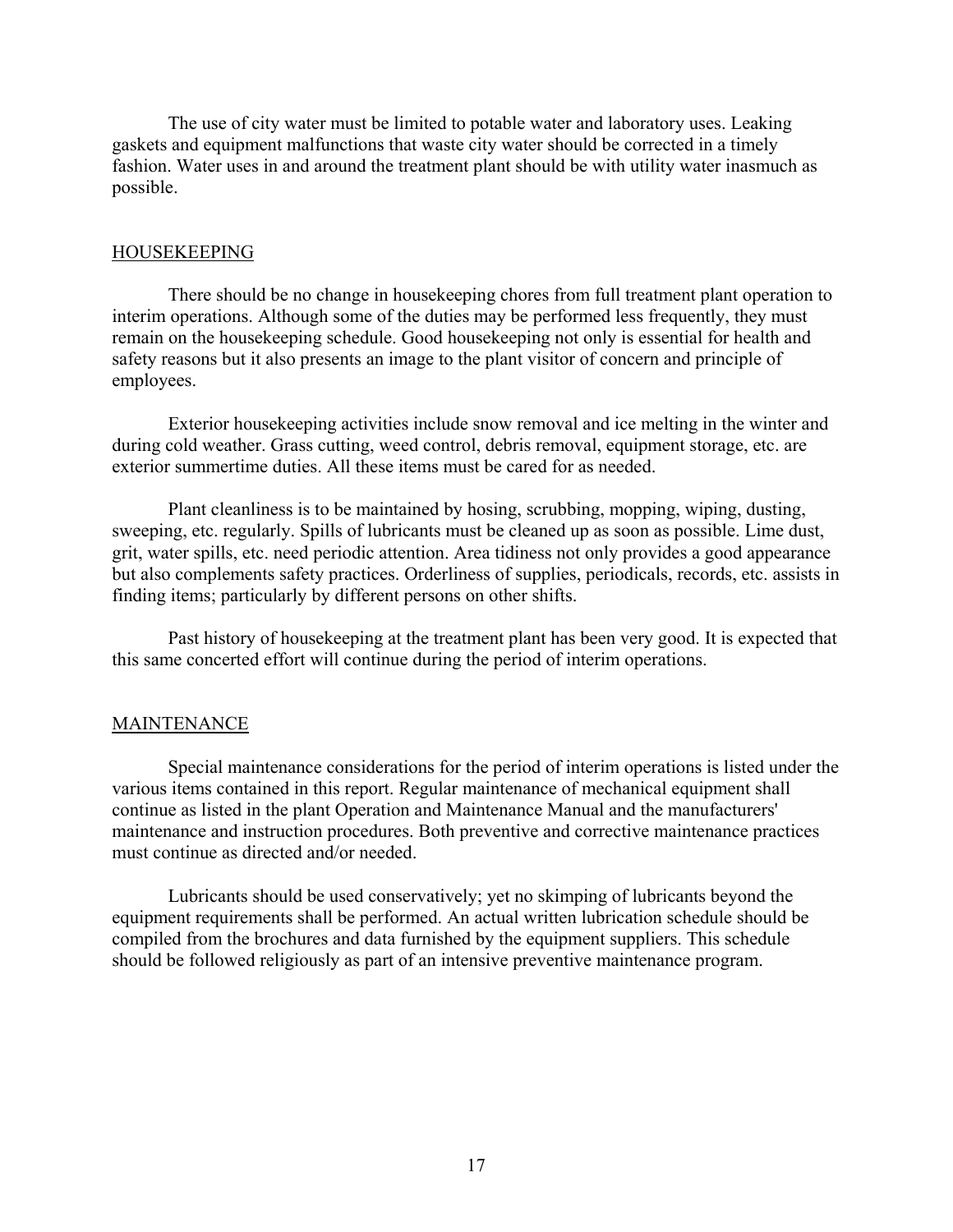The use of city water must be limited to potable water and laboratory uses. Leaking gaskets and equipment malfunctions that waste city water should be corrected in a timely fashion. Water uses in and around the treatment plant should be with utility water inasmuch as possible.

## HOUSEKEEPING

There should be no change in housekeeping chores from full treatment plant operation to interim operations. Although some of the duties may be performed less frequently, they must remain on the housekeeping schedule. Good housekeeping not only is essential for health and safety reasons but it also presents an image to the plant visitor of concern and principle of employees.

Exterior housekeeping activities include snow removal and ice melting in the winter and during cold weather. Grass cutting, weed control, debris removal, equipment storage, etc. are exterior summertime duties. All these items must be cared for as needed.

Plant cleanliness is to be maintained by hosing, scrubbing, mopping, wiping, dusting, sweeping, etc. regularly. Spills of lubricants must be cleaned up as soon as possible. Lime dust, grit, water spills, etc. need periodic attention. Area tidiness not only provides a good appearance but also complements safety practices. Orderliness of supplies, periodicals, records, etc. assists in finding items; particularly by different persons on other shifts.

Past history of housekeeping at the treatment plant has been very good. It is expected that this same concerted effort will continue during the period of interim operations.

## MAINTENANCE

Special maintenance considerations for the period of interim operations is listed under the various items contained in this report. Regular maintenance of mechanical equipment shall continue as listed in the plant Operation and Maintenance Manual and the manufacturers' maintenance and instruction procedures. Both preventive and corrective maintenance practices must continue as directed and/or needed.

Lubricants should be used conservatively; yet no skimping of lubricants beyond the equipment requirements shall be performed. An actual written lubrication schedule should be compiled from the brochures and data furnished by the equipment suppliers. This schedule should be followed religiously as part of an intensive preventive maintenance program.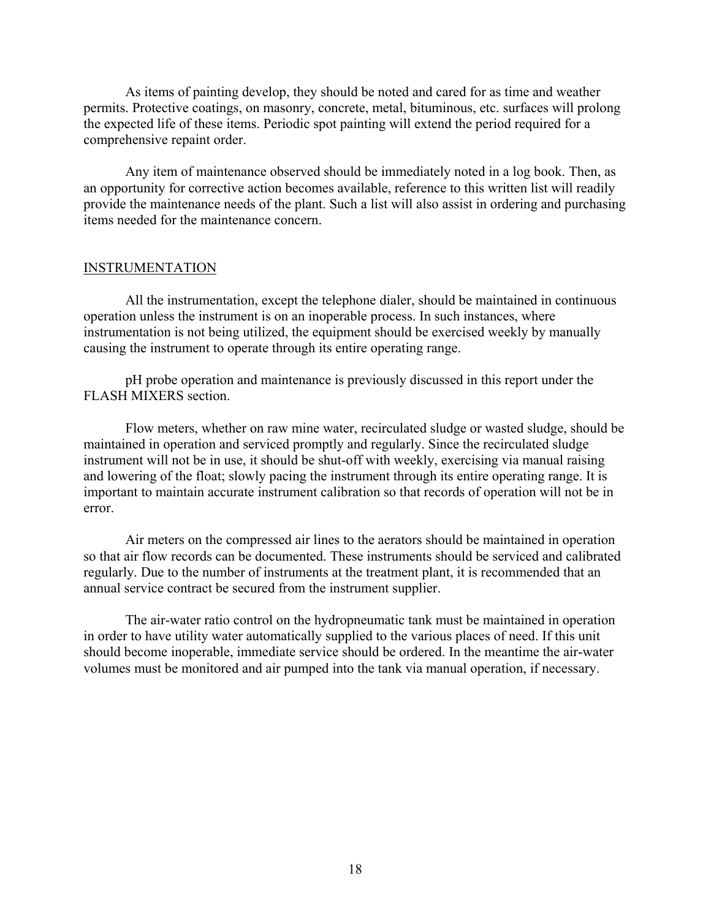As items of painting develop, they should be noted and cared for as time and weather permits. Protective coatings, on masonry, concrete, metal, bituminous, etc. surfaces will prolong the expected life of these items. Periodic spot painting will extend the period required for a comprehensive repaint order.

Any item of maintenance observed should be immediately noted in a log book. Then, as an opportunity for corrective action becomes available, reference to this written list will readily provide the maintenance needs of the plant. Such a list will also assist in ordering and purchasing items needed for the maintenance concern.

## INSTRUMENTATION

All the instrumentation, except the telephone dialer, should be maintained in continuous operation unless the instrument is on an inoperable process. In such instances, where instrumentation is not being utilized, the equipment should be exercised weekly by manually causing the instrument to operate through its entire operating range.

pH probe operation and maintenance is previously discussed in this report under the FLASH MIXERS section.

Flow meters, whether on raw mine water, recirculated sludge or wasted sludge, should be maintained in operation and serviced promptly and regularly. Since the recirculated sludge instrument will not be in use, it should be shut-off with weekly, exercising via manual raising and lowering of the float; slowly pacing the instrument through its entire operating range. It is important to maintain accurate instrument calibration so that records of operation will not be in error.

Air meters on the compressed air lines to the aerators should be maintained in operation so that air flow records can be documented. These instruments should be serviced and calibrated regularly. Due to the number of instruments at the treatment plant, it is recommended that an annual service contract be secured from the instrument supplier.

The air-water ratio control on the hydropneumatic tank must be maintained in operation in order to have utility water automatically supplied to the various places of need. If this unit should become inoperable, immediate service should be ordered. In the meantime the air-water volumes must be monitored and air pumped into the tank via manual operation, if necessary.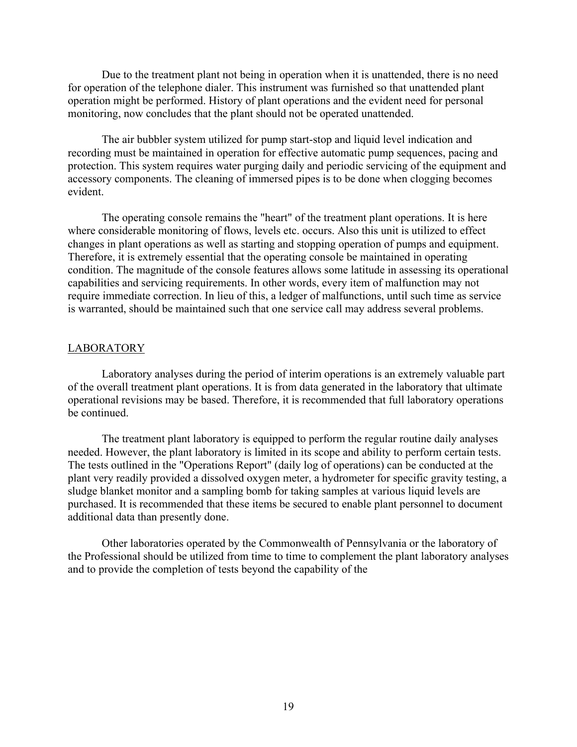Due to the treatment plant not being in operation when it is unattended, there is no need for operation of the telephone dialer. This instrument was furnished so that unattended plant operation might be performed. History of plant operations and the evident need for personal monitoring, now concludes that the plant should not be operated unattended.

The air bubbler system utilized for pump start-stop and liquid level indication and recording must be maintained in operation for effective automatic pump sequences, pacing and protection. This system requires water purging daily and periodic servicing of the equipment and accessory components. The cleaning of immersed pipes is to be done when clogging becomes evident.

The operating console remains the "heart" of the treatment plant operations. It is here where considerable monitoring of flows, levels etc. occurs. Also this unit is utilized to effect changes in plant operations as well as starting and stopping operation of pumps and equipment. Therefore, it is extremely essential that the operating console be maintained in operating condition. The magnitude of the console features allows some latitude in assessing its operational capabilities and servicing requirements. In other words, every item of malfunction may not require immediate correction. In lieu of this, a ledger of malfunctions, until such time as service is warranted, should be maintained such that one service call may address several problems.

## LABORATORY

Laboratory analyses during the period of interim operations is an extremely valuable part of the overall treatment plant operations. It is from data generated in the laboratory that ultimate operational revisions may be based. Therefore, it is recommended that full laboratory operations be continued.

The treatment plant laboratory is equipped to perform the regular routine daily analyses needed. However, the plant laboratory is limited in its scope and ability to perform certain tests. The tests outlined in the "Operations Report" (daily log of operations) can be conducted at the plant very readily provided a dissolved oxygen meter, a hydrometer for specific gravity testing, a sludge blanket monitor and a sampling bomb for taking samples at various liquid levels are purchased. It is recommended that these items be secured to enable plant personnel to document additional data than presently done.

Other laboratories operated by the Commonwealth of Pennsylvania or the laboratory of the Professional should be utilized from time to time to complement the plant laboratory analyses and to provide the completion of tests beyond the capability of the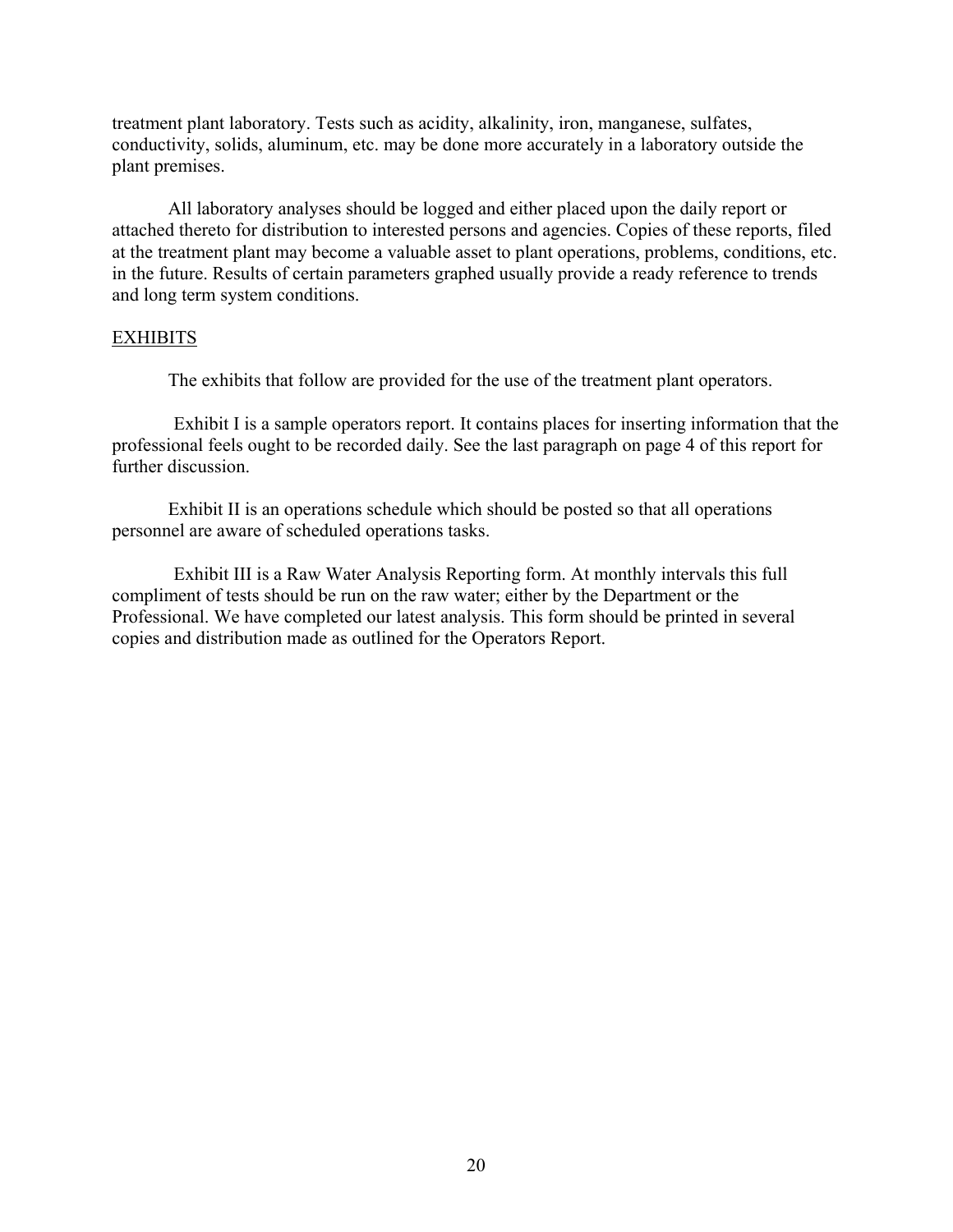treatment plant laboratory. Tests such as acidity, alkalinity, iron, manganese, sulfates, conductivity, solids, aluminum, etc. may be done more accurately in a laboratory outside the plant premises.

All laboratory analyses should be logged and either placed upon the daily report or attached thereto for distribution to interested persons and agencies. Copies of these reports, filed at the treatment plant may become a valuable asset to plant operations, problems, conditions, etc. in the future. Results of certain parameters graphed usually provide a ready reference to trends and long term system conditions.

## EXHIBITS

The exhibits that follow are provided for the use of the treatment plant operators.

Exhibit I is a sample operators report. It contains places for inserting information that the professional feels ought to be recorded daily. See the last paragraph on page 4 of this report for further discussion.

Exhibit II is an operations schedule which should be posted so that all operations personnel are aware of scheduled operations tasks.

Exhibit III is a Raw Water Analysis Reporting form. At monthly intervals this full compliment of tests should be run on the raw water; either by the Department or the Professional. We have completed our latest analysis. This form should be printed in several copies and distribution made as outlined for the Operators Report.